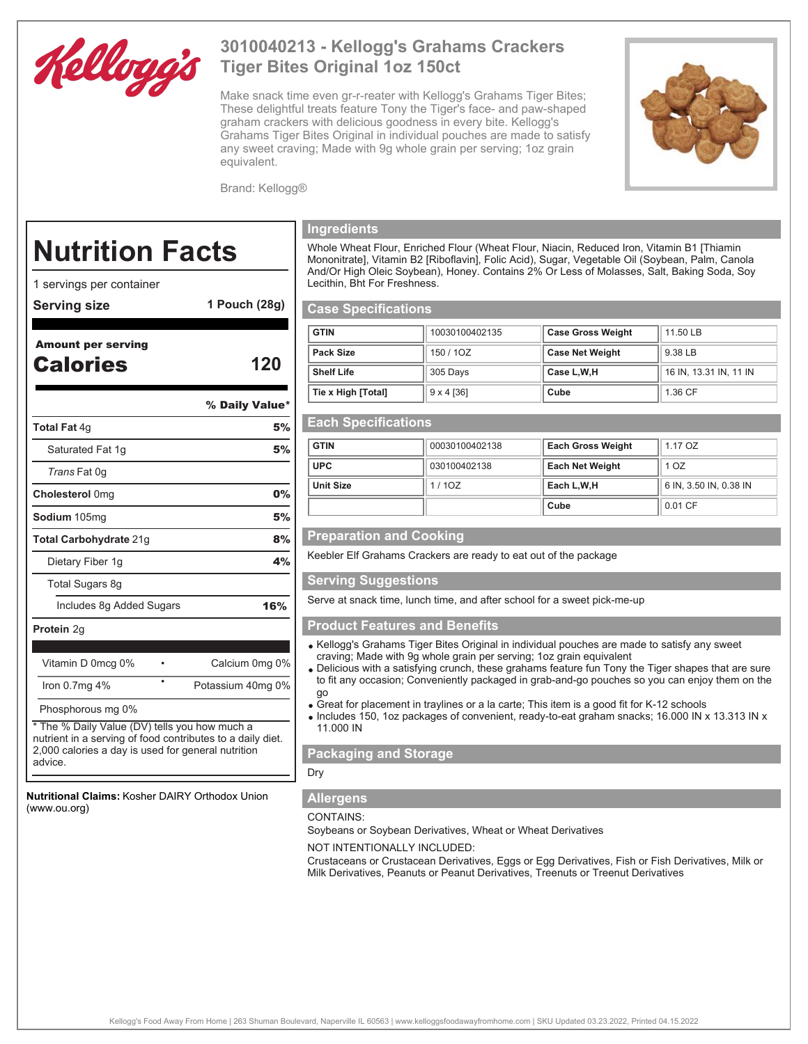# 3010040213 - Kellogg's Grahams Crackers Tiger Bites Original 1oz 150ct

Make snack time even gr-r-reater with Kellogg's Grahams Tiger Bites; These delightful treats feature Tony the Tiger's face- and paw-shaped graham crackers with delicious goodness in every bite. Kellogg's Grahams Tiger Bites Original in individual pouches are made to satisfy any sweet craving; Made with 9g whole grain per serving; 1oz grain equivalent.

Brand: Kellogg®

## Nutrition Facts

1 servings per container

**Serving size** 1 Pouch (28g)

**Amount per serving**

**Calories** 120

| | % Daily Value* |
|---|---|
| **Total Fat** 4g | **5%** |
| Saturated Fat 1g | **5%** |
| *Trans* Fat 0g | |
| **Cholesterol** 0mg | **0%** |
| **Sodium** 105mg | **5%** |
| **Total Carbohydrate** 21g | **8%** |
| Dietary Fiber 1g | **4%** |
| Total Sugars 8g | |
| Includes 8g Added Sugars | **16%** |
| **Protein** 2g | |

| | |
|---|---|
| Vitamin D 0mcg 0% | Calcium 0mg 0% |
| Iron 0.7mg 4% | Potassium 40mg 0% |
| Phosphorous mg 0% | |

* The % Daily Value (DV) tells you how much a nutrient in a serving of food contributes to a daily diet. 2,000 calories a day is used for general nutrition advice.

**Nutritional Claims:** Kosher DAIRY Orthodox Union (www.ou.org)

## Ingredients

Whole Wheat Flour, Enriched Flour (Wheat Flour, Niacin, Reduced Iron, Vitamin B1 [Thiamin Mononitrate], Vitamin B2 [Riboflavin], Folic Acid), Sugar, Vegetable Oil (Soybean, Palm, Canola And/Or High Oleic Soybean), Honey. Contains 2% Or Less of Molasses, Salt, Baking Soda, Soy Lecithin, Bht For Freshness.

## Case Specifications

| | | | |
|---|---|---|---|
| **GTIN** | 10030100402135 | **Case Gross Weight** | 11.50 LB |
| **Pack Size** | 150 / 1OZ | **Case Net Weight** | 9.38 LB |
| **Shelf Life** | 305 Days | **Case L,W,H** | 16 IN, 13.31 IN, 11 IN |
| **Tie x High [Total]** | 9 x 4 [36] | **Cube** | 1.36 CF |

## Each Specifications

| | | | |
|---|---|---|---|
| **GTIN** | 00030100402138 | **Each Gross Weight** | 1.17 OZ |
| **UPC** | 030100402138 | **Each Net Weight** | 1 OZ |
| **Unit Size** | 1 / 1OZ | **Each L,W,H** | 6 IN, 3.50 IN, 0.38 IN |
| | | **Cube** | 0.01 CF |

## Preparation and Cooking

Keebler Elf Grahams Crackers are ready to eat out of the package

## Serving Suggestions

Serve at snack time, lunch time, and after school for a sweet pick-me-up

## Product Features and Benefits

- Kellogg's Grahams Tiger Bites Original in individual pouches are made to satisfy any sweet craving; Made with 9g whole grain per serving; 1oz grain equivalent
- Delicious with a satisfying crunch, these grahams feature fun Tony the Tiger shapes that are sure to fit any occasion; Conveniently packaged in grab-and-go pouches so you can enjoy them on the go
- Great for placement in traylines or a la carte; This item is a good fit for K-12 schools
- Includes 150, 1oz packages of convenient, ready-to-eat graham snacks; 16.000 IN x 13.313 IN x 11.000 IN

## Packaging and Storage

Dry

## Allergens

CONTAINS:

Soybeans or Soybean Derivatives, Wheat or Wheat Derivatives

NOT INTENTIONALLY INCLUDED:

Crustaceans or Crustacean Derivatives, Eggs or Egg Derivatives, Fish or Fish Derivatives, Milk or Milk Derivatives, Peanuts or Peanut Derivatives, Treenuts or Treenut Derivatives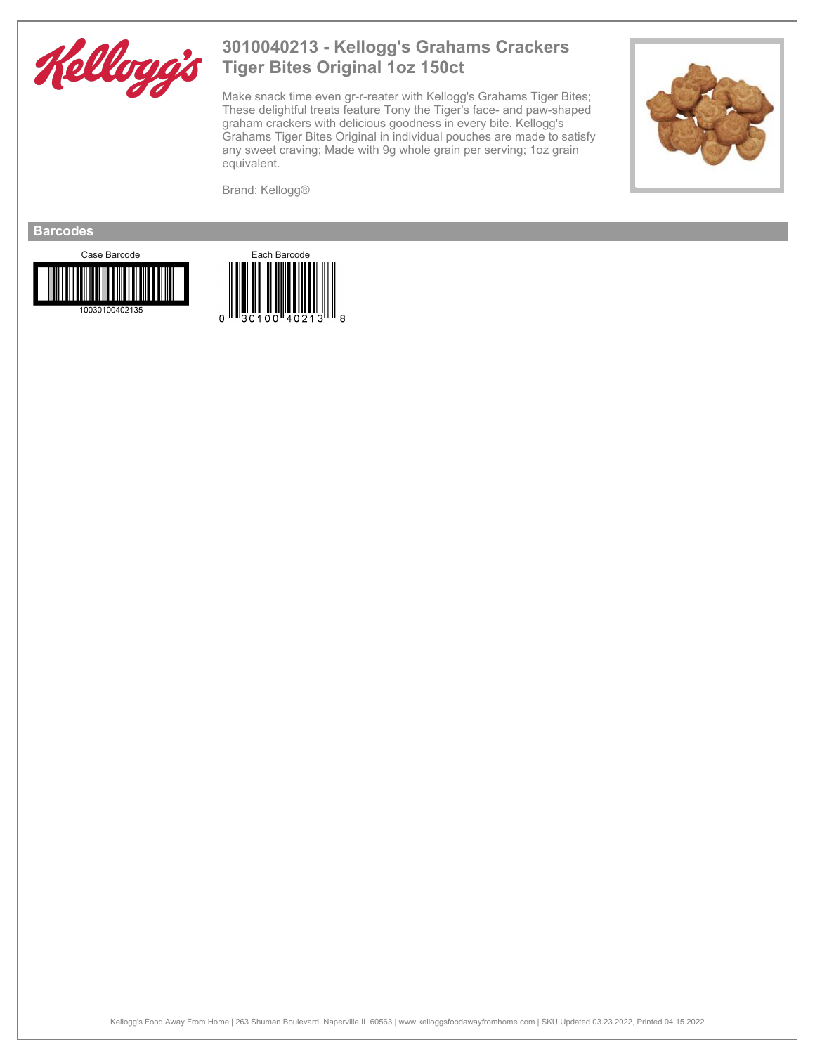# 3010040213 - Kellogg's Grahams Crackers Tiger Bites Original 1oz 150ct

Make snack time even gr-r-reater with Kellogg's Grahams Tiger Bites; These delightful treats feature Tony the Tiger's face- and paw-shaped graham crackers with delicious goodness in every bite. Kellogg's Grahams Tiger Bites Original in individual pouches are made to satisfy any sweet craving; Made with 9g whole grain per serving; 1oz grain equivalent.

Brand: Kellogg®

## Barcodes

Case Barcode

10030100402135

Each Barcode

0 30100 40213 8

Kellogg's Food Away From Home | 263 Shuman Boulevard, Naperville IL 60563 | www.kelloggsfoodawayfromhome.com | SKU Updated 03.23.2022, Printed 04.15.2022